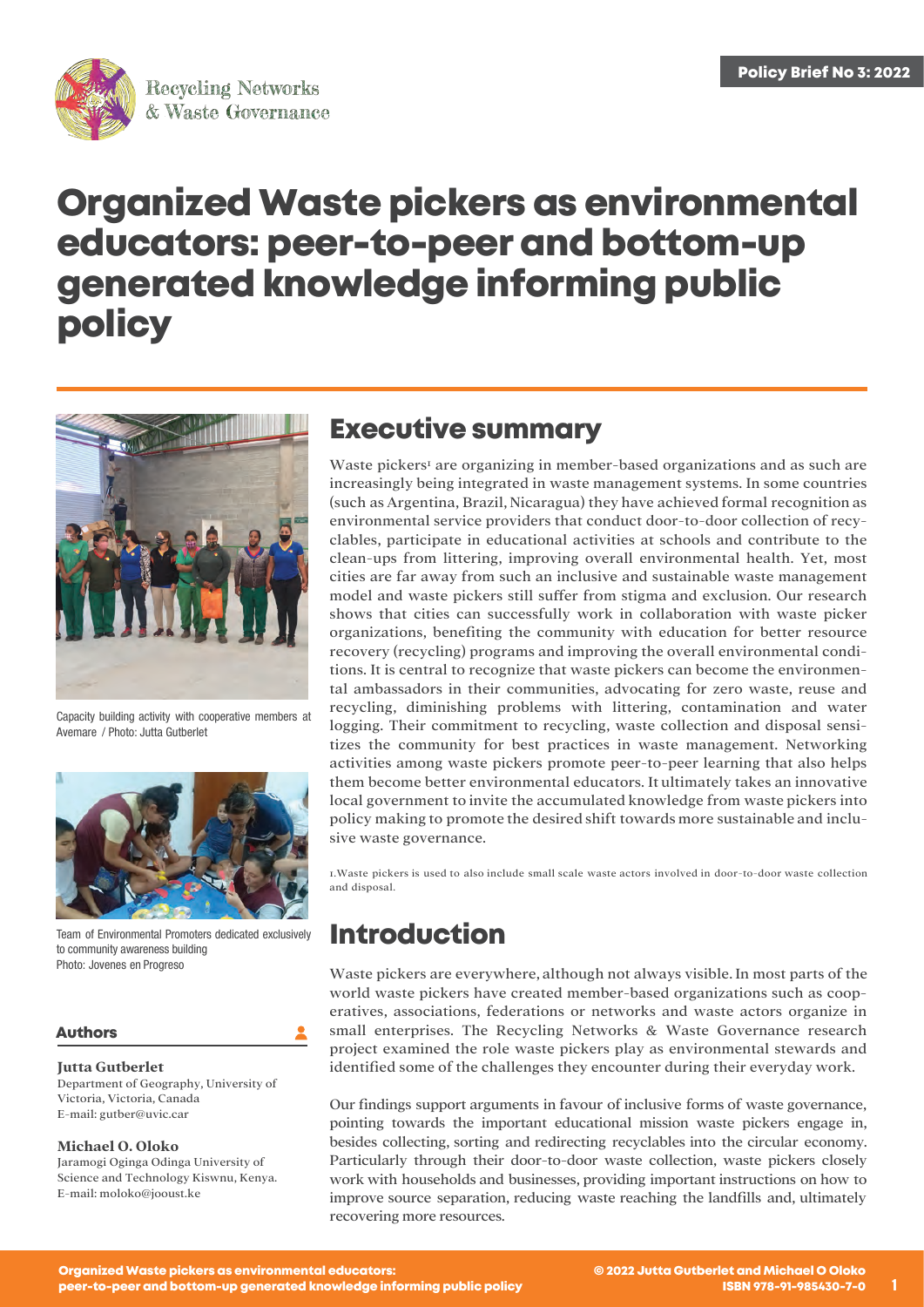Recycling Networks & Waste Governance

Policy Brief No 3: 2022

# Organized Waste pickers as environmental educators: peer-to-peer and bottom-up generated knowledge informing public policy

Capacity building activity with cooperative members at Avemare / Photo: Jutta Gutberlet

Team of Environmental Promoters dedicated exclusively to community awareness building Photo: Jovenes en Progreso

**Authors**

**Jutta Gutberlet**
Department of Geography, University of Victoria, Victoria, Canada
E-mail: gutber@uvic.car

**Michael O. Oloko**
Jaramogi Oginga Odinga University of Science and Technology Kiswnu, Kenya.
E-mail: moloko@jooust.ke

## Executive summary

Waste pickers[1] are organizing in member-based organizations and as such are increasingly being integrated in waste management systems. In some countries (such as Argentina, Brazil, Nicaragua) they have achieved formal recognition as environmental service providers that conduct door-to-door collection of recyclables, participate in educational activities at schools and contribute to the clean-ups from littering, improving overall environmental health. Yet, most cities are far away from such an inclusive and sustainable waste management model and waste pickers still suffer from stigma and exclusion. Our research shows that cities can successfully work in collaboration with waste picker organizations, benefiting the community with education for better resource recovery (recycling) programs and improving the overall environmental conditions. It is central to recognize that waste pickers can become the environmental ambassadors in their communities, advocating for zero waste, reuse and recycling, diminishing problems with littering, contamination and water logging. Their commitment to recycling, waste collection and disposal sensitizes the community for best practices in waste management. Networking activities among waste pickers promote peer-to-peer learning that also helps them become better environmental educators. It ultimately takes an innovative local government to invite the accumulated knowledge from waste pickers into policy making to promote the desired shift towards more sustainable and inclusive waste governance.

1.Waste pickers is used to also include small scale waste actors involved in door-to-door waste collection and disposal.

## Introduction

Waste pickers are everywhere, although not always visible. In most parts of the world waste pickers have created member-based organizations such as cooperatives, associations, federations or networks and waste actors organize in small enterprises. The Recycling Networks & Waste Governance research project examined the role waste pickers play as environmental stewards and identified some of the challenges they encounter during their everyday work.

Our findings support arguments in favour of inclusive forms of waste governance, pointing towards the important educational mission waste pickers engage in, besides collecting, sorting and redirecting recyclables into the circular economy. Particularly through their door-to-door waste collection, waste pickers closely work with households and businesses, providing important instructions on how to improve source separation, reducing waste reaching the landfills and, ultimately recovering more resources.

© 2022 Jutta Gutberlet and Michael O Oloko
ISBN 978-91-985430-7-0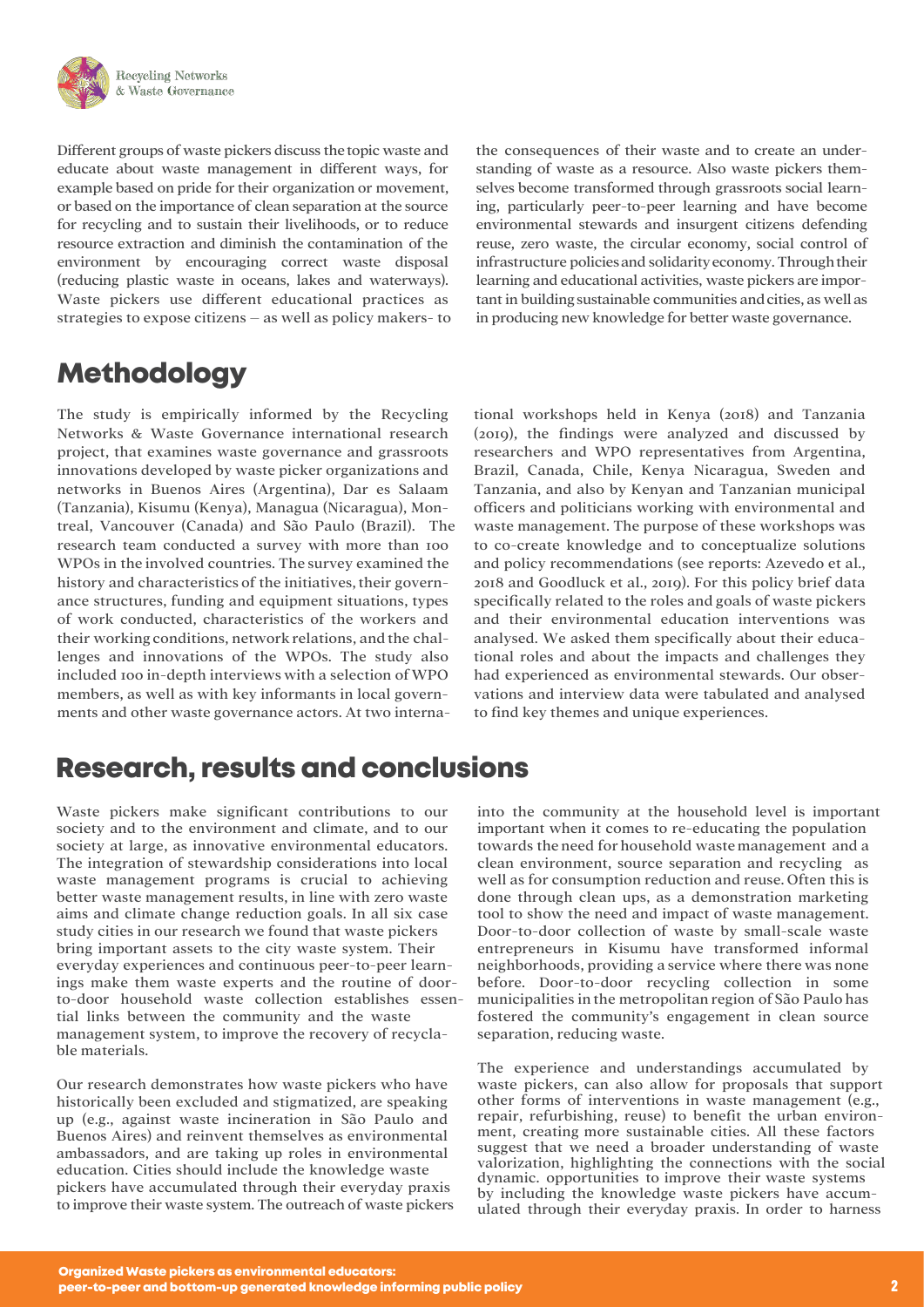Different groups of waste pickers discuss the topic waste and educate about waste management in different ways, for example based on pride for their organization or movement, or based on the importance of clean separation at the source for recycling and to sustain their livelihoods, or to reduce resource extraction and diminish the contamination of the environment by encouraging correct waste disposal (reducing plastic waste in oceans, lakes and waterways). Waste pickers use different educational practices as strategies to expose citizens – as well as policy makers- to the consequences of their waste and to create an understanding of waste as a resource. Also waste pickers themselves become transformed through grassroots social learning, particularly peer-to-peer learning and have become environmental stewards and insurgent citizens defending reuse, zero waste, the circular economy, social control of infrastructure policies and solidarity economy. Through their learning and educational activities, waste pickers are important in building sustainable communities and cities, as well as in producing new knowledge for better waste governance.

## Methodology

The study is empirically informed by the Recycling Networks & Waste Governance international research project, that examines waste governance and grassroots innovations developed by waste picker organizations and networks in Buenos Aires (Argentina), Dar es Salaam (Tanzania), Kisumu (Kenya), Managua (Nicaragua), Montreal, Vancouver (Canada) and São Paulo (Brazil). The research team conducted a survey with more than 100 WPOs in the involved countries. The survey examined the history and characteristics of the initiatives, their governance structures, funding and equipment situations, types of work conducted, characteristics of the workers and their working conditions, network relations, and the challenges and innovations of the WPOs. The study also included 100 in-depth interviews with a selection of WPO members, as well as with key informants in local governments and other waste governance actors. At two international workshops held in Kenya (2018) and Tanzania (2019), the findings were analyzed and discussed by researchers and WPO representatives from Argentina, Brazil, Canada, Chile, Kenya Nicaragua, Sweden and Tanzania, and also by Kenyan and Tanzanian municipal officers and politicians working with environmental and waste management. The purpose of these workshops was to co-create knowledge and to conceptualize solutions and policy recommendations (see reports: Azevedo et al., 2018 and Goodluck et al., 2019). For this policy brief data specifically related to the roles and goals of waste pickers and their environmental education interventions was analysed. We asked them specifically about their educational roles and about the impacts and challenges they had experienced as environmental stewards. Our observations and interview data were tabulated and analysed to find key themes and unique experiences.

## Research, results and conclusions

Waste pickers make significant contributions to our society and to the environment and climate, and to our society at large, as innovative environmental educators. The integration of stewardship considerations into local waste management programs is crucial to achieving better waste management results, in line with zero waste aims and climate change reduction goals. In all six case study cities in our research we found that waste pickers bring important assets to the city waste system. Their everyday experiences and continuous peer-to-peer learnings make them waste experts and the routine of door-to-door household waste collection establishes essential links between the community and the waste management system, to improve the recovery of recyclable materials.

Our research demonstrates how waste pickers who have historically been excluded and stigmatized, are speaking up (e.g., against waste incineration in São Paulo and Buenos Aires) and reinvent themselves as environmental ambassadors, and are taking up roles in environmental education. Cities should include the knowledge waste pickers have accumulated through their everyday praxis to improve their waste system. The outreach of waste pickers into the community at the household level is important important when it comes to re-educating the population towards the need for household waste management and a clean environment, source separation and recycling as well as for consumption reduction and reuse. Often this is done through clean ups, as a demonstration marketing tool to show the need and impact of waste management. Door-to-door collection of waste by small-scale waste entrepreneurs in Kisumu have transformed informal neighborhoods, providing a service where there was none before. Door-to-door recycling collection in some municipalities in the metropolitan region of São Paulo has fostered the community's engagement in clean source separation, reducing waste.

The experience and understandings accumulated by waste pickers, can also allow for proposals that support other forms of interventions in waste management (e.g., repair, refurbishing, reuse) to benefit the urban environment, creating more sustainable cities. All these factors suggest that we need a broader understanding of waste valorization, highlighting the connections with the social dynamic. opportunities to improve their waste systems by including the knowledge waste pickers have accumulated through their everyday praxis. In order to harness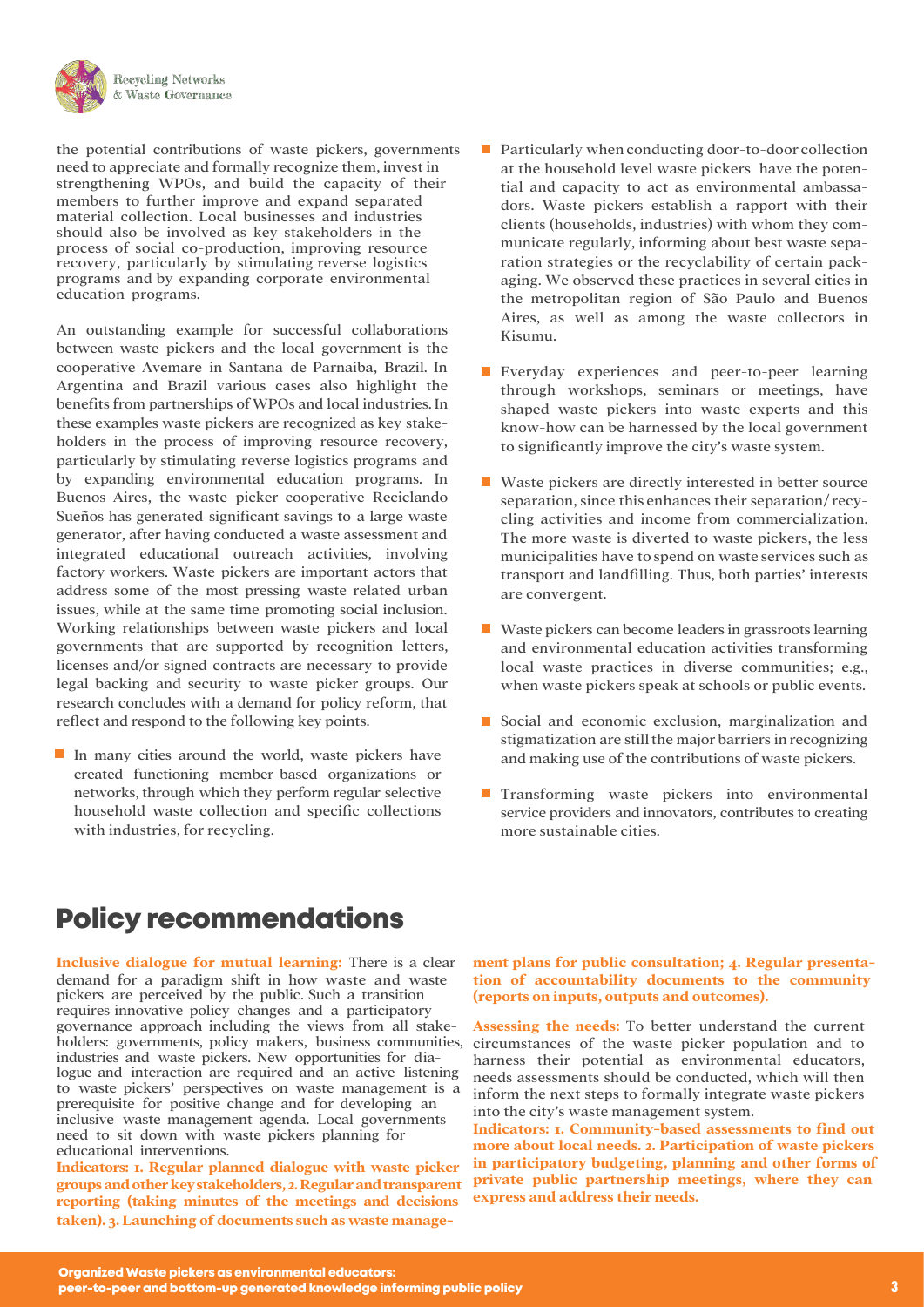the potential contributions of waste pickers, governments need to appreciate and formally recognize them, invest in strengthening WPOs, and build the capacity of their members to further improve and expand separated material collection. Local businesses and industries should also be involved as key stakeholders in the process of social co-production, improving resource recovery, particularly by stimulating reverse logistics programs and by expanding corporate environmental education programs.

An outstanding example for successful collaborations between waste pickers and the local government is the cooperative Avemare in Santana de Parnaiba, Brazil. In Argentina and Brazil various cases also highlight the benefits from partnerships of WPOs and local industries. In these examples waste pickers are recognized as key stakeholders in the process of improving resource recovery, particularly by stimulating reverse logistics programs and by expanding environmental education programs. In Buenos Aires, the waste picker cooperative Reciclando Sueños has generated significant savings to a large waste generator, after having conducted a waste assessment and integrated educational outreach activities, involving factory workers. Waste pickers are important actors that address some of the most pressing waste related urban issues, while at the same time promoting social inclusion. Working relationships between waste pickers and local governments that are supported by recognition letters, licenses and/or signed contracts are necessary to provide legal backing and security to waste picker groups. Our research concludes with a demand for policy reform, that reflect and respond to the following key points.

- In many cities around the world, waste pickers have created functioning member-based organizations or networks, through which they perform regular selective household waste collection and specific collections with industries, for recycling.
- Particularly when conducting door-to-door collection at the household level waste pickers have the potential and capacity to act as environmental ambassadors. Waste pickers establish a rapport with their clients (households, industries) with whom they communicate regularly, informing about best waste separation strategies or the recyclability of certain packaging. We observed these practices in several cities in the metropolitan region of São Paulo and Buenos Aires, as well as among the waste collectors in Kisumu.
- Everyday experiences and peer-to-peer learning through workshops, seminars or meetings, have shaped waste pickers into waste experts and this know-how can be harnessed by the local government to significantly improve the city's waste system.
- Waste pickers are directly interested in better source separation, since this enhances their separation/recycling activities and income from commercialization. The more waste is diverted to waste pickers, the less municipalities have to spend on waste services such as transport and landfilling. Thus, both parties' interests are convergent.
- Waste pickers can become leaders in grassroots learning and environmental education activities transforming local waste practices in diverse communities; e.g., when waste pickers speak at schools or public events.
- Social and economic exclusion, marginalization and stigmatization are still the major barriers in recognizing and making use of the contributions of waste pickers.
- Transforming waste pickers into environmental service providers and innovators, contributes to creating more sustainable cities.

## Policy recommendations

**Inclusive dialogue for mutual learning:** There is a clear demand for a paradigm shift in how waste and waste pickers are perceived by the public. Such a transition requires innovative policy changes and a participatory governance approach including the views from all stakeholders: governments, policy makers, business communities, industries and waste pickers. New opportunities for dialogue and interaction are required and an active listening to waste pickers' perspectives on waste management is a prerequisite for positive change and for developing an inclusive waste management agenda. Local governments need to sit down with waste pickers planning for educational interventions.

**Indicators: 1. Regular planned dialogue with waste picker groups and other key stakeholders, 2. Regular and transparent reporting (taking minutes of the meetings and decisions taken). 3. Launching of documents such as waste management plans for public consultation; 4. Regular presentation of accountability documents to the community (reports on inputs, outputs and outcomes).**

**Assessing the needs:** To better understand the current circumstances of the waste picker population and to harness their potential as environmental educators, needs assessments should be conducted, which will then inform the next steps to formally integrate waste pickers into the city's waste management system.

**Indicators: 1. Community-based assessments to find out more about local needs. 2. Participation of waste pickers in participatory budgeting, planning and other forms of private public partnership meetings, where they can express and address their needs.**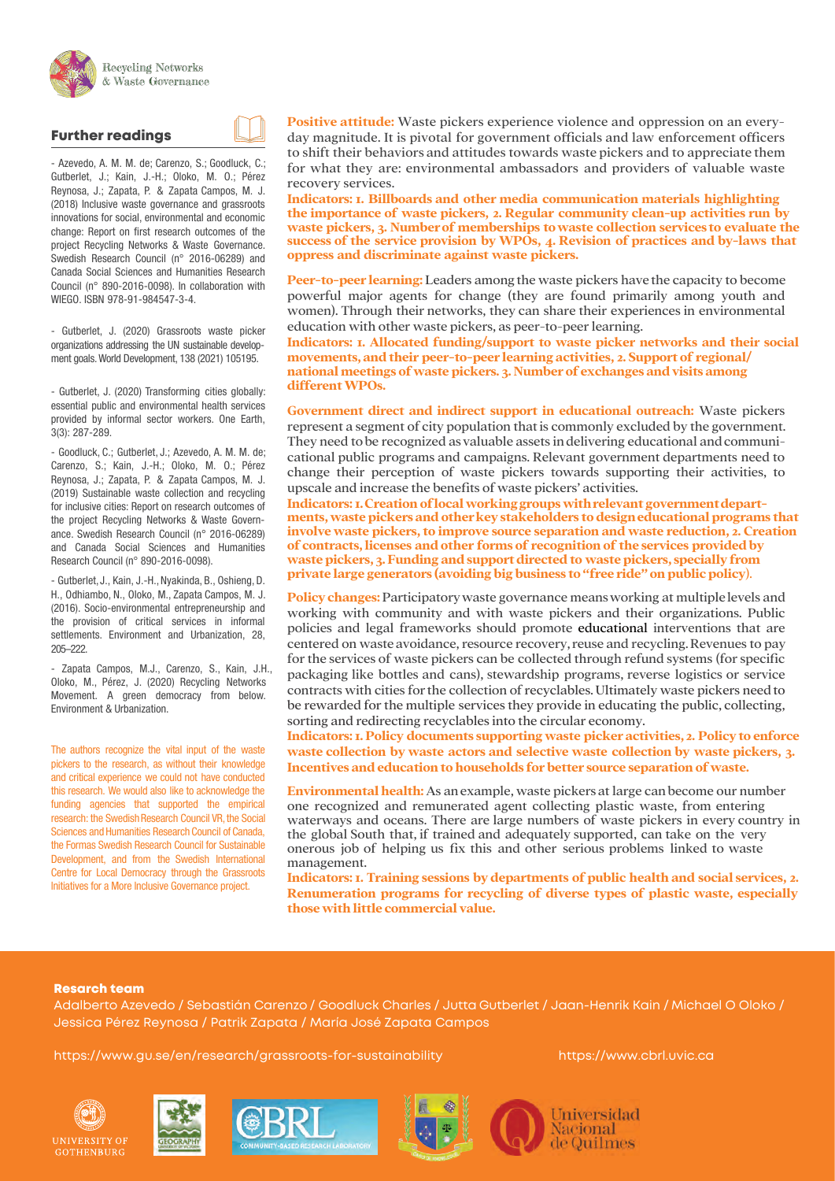## Further readings

- Azevedo, A. M. M. de; Carenzo, S.; Goodluck, C.; Gutberlet, J.; Kain, J.-H.; Oloko, M. O.; Pérez Reynosa, J.; Zapata, P. & Zapata Campos, M. J. (2018) Inclusive waste governance and grassroots innovations for social, environmental and economic change: Report on first research outcomes of the project Recycling Networks & Waste Governance. Swedish Research Council (n° 2016-06289) and Canada Social Sciences and Humanities Research Council (n° 890-2016-0098). In collaboration with WIEGO. ISBN 978-91-984547-3-4.

- Gutberlet, J. (2020) Grassroots waste picker organizations addressing the UN sustainable development goals. World Development, 138 (2021) 105195.

- Gutberlet, J. (2020) Transforming cities globally: essential public and environmental health services provided by informal sector workers. One Earth, 3(3): 287-289.

- Goodluck, C.; Gutberlet, J.; Azevedo, A. M. M. de; Carenzo, S.; Kain, J.-H.; Oloko, M. O.; Pérez Reynosa, J.; Zapata, P. & Zapata Campos, M. J. (2019) Sustainable waste collection and recycling for inclusive cities: Report on research outcomes of the project Recycling Networks & Waste Governance. Swedish Research Council (n° 2016-06289) and Canada Social Sciences and Humanities Research Council (n° 890-2016-0098).

- Gutberlet, J., Kain, J.-H., Nyakinda, B., Oshieng, D. H., Odhiambo, N., Oloko, M., Zapata Campos, M. J. (2016). Socio-environmental entrepreneurship and the provision of critical services in informal settlements. Environment and Urbanization, 28, 205–222.

- Zapata Campos, M.J., Carenzo, S., Kain, J.H., Oloko, M., Pérez, J. (2020) Recycling Networks Movement. A green democracy from below. Environment & Urbanization.

The authors recognize the vital input of the waste pickers to the research, as without their knowledge and critical experience we could not have conducted this research. We would also like to acknowledge the funding agencies that supported the empirical research: the Swedish Research Council VR, the Social Sciences and Humanities Research Council of Canada, the Formas Swedish Research Council for Sustainable Development, and from the Swedish International Centre for Local Democracy through the Grassroots Initiatives for a More Inclusive Governance project.

**Positive attitude:** Waste pickers experience violence and oppression on an everyday magnitude. It is pivotal for government officials and law enforcement officers to shift their behaviors and attitudes towards waste pickers and to appreciate them for what they are: environmental ambassadors and providers of valuable waste recovery services.

**Indicators: 1. Billboards and other media communication materials highlighting the importance of waste pickers, 2. Regular community clean-up activities run by waste pickers, 3. Number of memberships to waste collection services to evaluate the success of the service provision by WPOs, 4. Revision of practices and by-laws that oppress and discriminate against waste pickers.**

**Peer-to-peer learning:** Leaders among the waste pickers have the capacity to become powerful major agents for change (they are found primarily among youth and women). Through their networks, they can share their experiences in environmental education with other waste pickers, as peer-to-peer learning.

**Indicators: 1. Allocated funding/support to waste picker networks and their social movements, and their peer-to-peer learning activities, 2. Support of regional/national meetings of waste pickers. 3. Number of exchanges and visits among different WPOs.**

**Government direct and indirect support in educational outreach:** Waste pickers represent a segment of city population that is commonly excluded by the government. They need to be recognized as valuable assets in delivering educational and communicational public programs and campaigns. Relevant government departments need to change their perception of waste pickers towards supporting their activities, to upscale and increase the benefits of waste pickers' activities.

**Indicators: 1. Creation of local working groups with relevant government departments, waste pickers and other key stakeholders to design educational programs that involve waste pickers, to improve source separation and waste reduction, 2. Creation of contracts, licenses and other forms of recognition of the services provided by waste pickers, 3. Funding and support directed to waste pickers, specially from private large generators (avoiding big business to "free ride" on public policy).**

**Policy changes:** Participatory waste governance means working at multiple levels and working with community and with waste pickers and their organizations. Public policies and legal frameworks should promote educational interventions that are centered on waste avoidance, resource recovery, reuse and recycling. Revenues to pay for the services of waste pickers can be collected through refund systems (for specific packaging like bottles and cans), stewardship programs, reverse logistics or service contracts with cities for the collection of recyclables. Ultimately waste pickers need to be rewarded for the multiple services they provide in educating the public, collecting, sorting and redirecting recyclables into the circular economy.

**Indicators: 1. Policy documents supporting waste picker activities, 2. Policy to enforce waste collection by waste actors and selective waste collection by waste pickers, 3. Incentives and education to households for better source separation of waste.**

**Environmental health:** As an example, waste pickers at large can become our number one recognized and remunerated agent collecting plastic waste, from entering waterways and oceans. There are large numbers of waste pickers in every country in the global South that, if trained and adequately supported, can take on the very onerous job of helping us fix this and other serious problems linked to waste management.

**Indicators: 1. Training sessions by departments of public health and social services, 2. Renumeration programs for recycling of diverse types of plastic waste, especially those with little commercial value.**

**Resarch team**

Adalberto Azevedo / Sebastián Carenzo / Goodluck Charles / Jutta Gutberlet / Jaan-Henrik Kain / Michael O Oloko / Jessica Pérez Reynosa / Patrik Zapata / María José Zapata Campos

https://www.gu.se/en/research/grassroots-for-sustainability

https://www.cbrl.uvic.ca